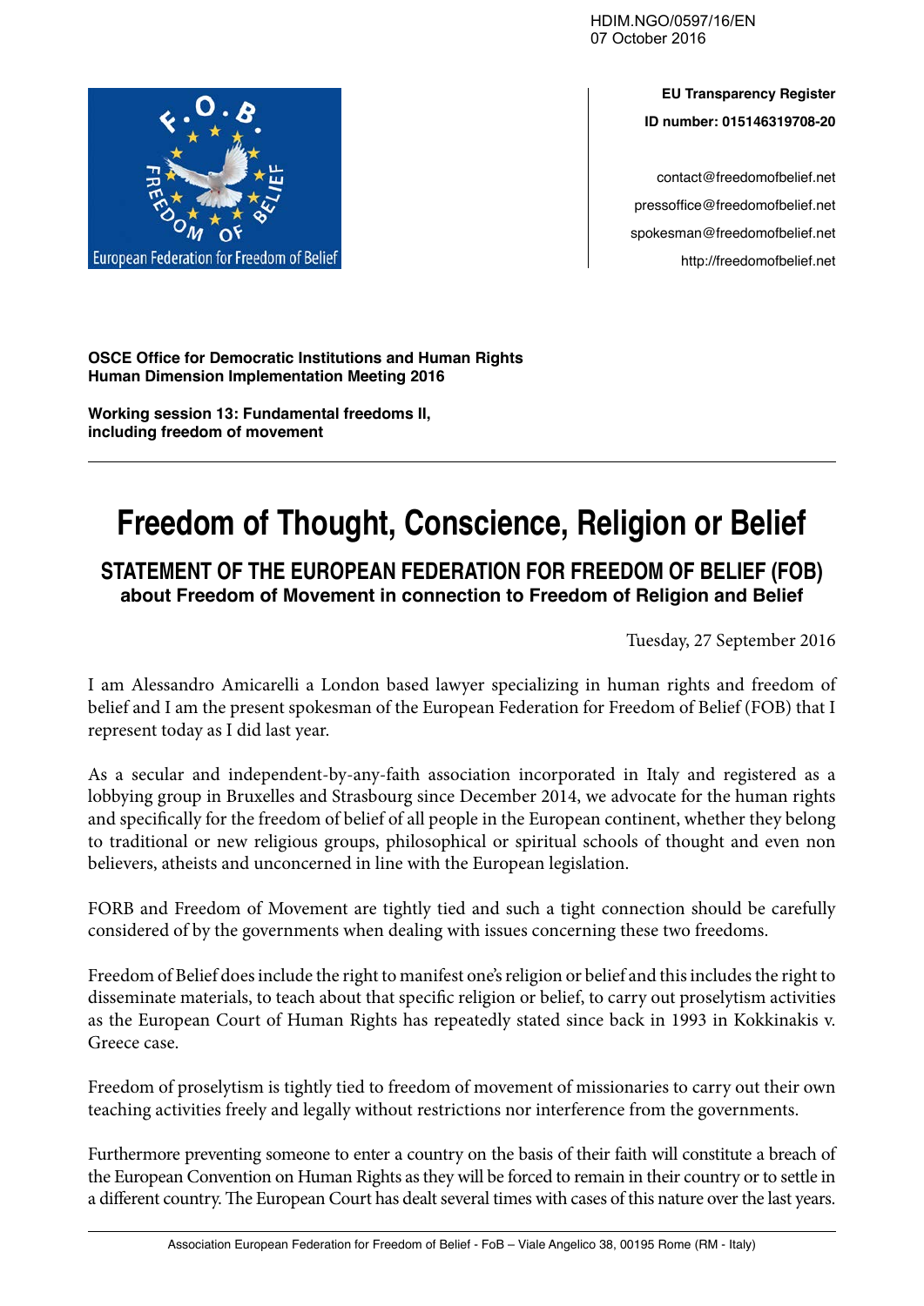HDIM.NGO/0597/16/EN
07 October 2016

**EU Transparency Register**
**ID number: 015146319708-20**

contact@freedomofbelief.net
pressoffice@freedomofbelief.net
spokesman@freedomofbelief.net
http://freedomofbelief.net

**OSCE Office for Democratic Institutions and Human Rights**
**Human Dimension Implementation Meeting 2016**

**Working session 13: Fundamental freedoms II, including freedom of movement**

---

# Freedom of Thought, Conscience, Religion or Belief

## STATEMENT OF THE EUROPEAN FEDERATION FOR FREEDOM OF BELIEF (FOB)

**about Freedom of Movement in connection to Freedom of Religion and Belief**

Tuesday, 27 September 2016

I am Alessandro Amicarelli a London based lawyer specializing in human rights and freedom of belief and I am the present spokesman of the European Federation for Freedom of Belief (FOB) that I represent today as I did last year.

As a secular and independent-by-any-faith association incorporated in Italy and registered as a lobbying group in Bruxelles and Strasbourg since December 2014, we advocate for the human rights and specifically for the freedom of belief of all people in the European continent, whether they belong to traditional or new religious groups, philosophical or spiritual schools of thought and even non believers, atheists and unconcerned in line with the European legislation.

FORB and Freedom of Movement are tightly tied and such a tight connection should be carefully considered of by the governments when dealing with issues concerning these two freedoms.

Freedom of Belief does include the right to manifest one's religion or belief and this includes the right to disseminate materials, to teach about that specific religion or belief, to carry out proselytism activities as the European Court of Human Rights has repeatedly stated since back in 1993 in Kokkinakis v. Greece case.

Freedom of proselytism is tightly tied to freedom of movement of missionaries to carry out their own teaching activities freely and legally without restrictions nor interference from the governments.

Furthermore preventing someone to enter a country on the basis of their faith will constitute a breach of the European Convention on Human Rights as they will be forced to remain in their country or to settle in a different country. The European Court has dealt several times with cases of this nature over the last years.

Association European Federation for Freedom of Belief - FoB – Viale Angelico 38, 00195 Rome (RM - Italy)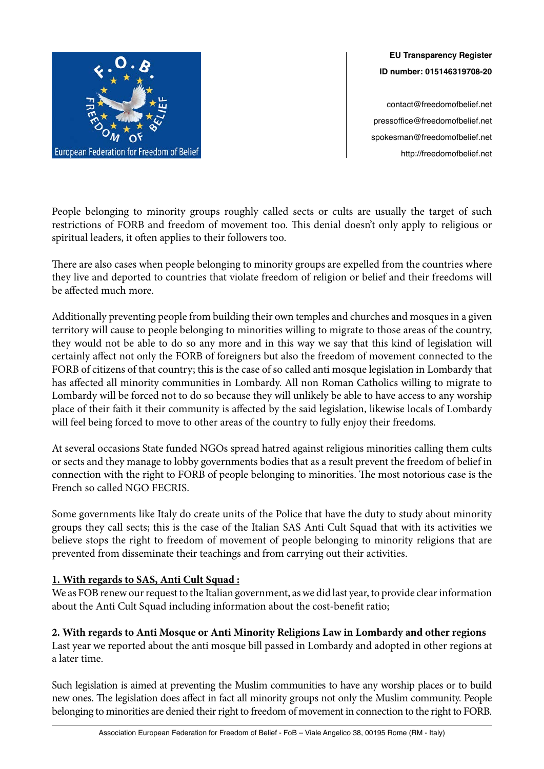People belonging to minority groups roughly called sects or cults are usually the target of such restrictions of FORB and freedom of movement too. This denial doesn't only apply to religious or spiritual leaders, it often applies to their followers too.

There are also cases when people belonging to minority groups are expelled from the countries where they live and deported to countries that violate freedom of religion or belief and their freedoms will be affected much more.

Additionally preventing people from building their own temples and churches and mosques in a given territory will cause to people belonging to minorities willing to migrate to those areas of the country, they would not be able to do so any more and in this way we say that this kind of legislation will certainly affect not only the FORB of foreigners but also the freedom of movement connected to the FORB of citizens of that country; this is the case of so called anti mosque legislation in Lombardy that has affected all minority communities in Lombardy. All non Roman Catholics willing to migrate to Lombardy will be forced not to do so because they will unlikely be able to have access to any worship place of their faith it their community is affected by the said legislation, likewise locals of Lombardy will feel being forced to move to other areas of the country to fully enjoy their freedoms.

At several occasions State funded NGOs spread hatred against religious minorities calling them cults or sects and they manage to lobby governments bodies that as a result prevent the freedom of belief in connection with the right to FORB of people belonging to minorities. The most notorious case is the French so called NGO FECRIS.

Some governments like Italy do create units of the Police that have the duty to study about minority groups they call sects; this is the case of the Italian SAS Anti Cult Squad that with its activities we believe stops the right to freedom of movement of people belonging to minority religions that are prevented from disseminate their teachings and from carrying out their activities.

**1. With regards to SAS, Anti Cult Squad :**

We as FOB renew our request to the Italian government, as we did last year, to provide clear information about the Anti Cult Squad including information about the cost-benefit ratio;

**2. With regards to Anti Mosque or Anti Minority Religions Law in Lombardy and other regions**

Last year we reported about the anti mosque bill passed in Lombardy and adopted in other regions at a later time.

Such legislation is aimed at preventing the Muslim communities to have any worship places or to build new ones. The legislation does affect in fact all minority groups not only the Muslim community. People belonging to minorities are denied their right to freedom of movement in connection to the right to FORB.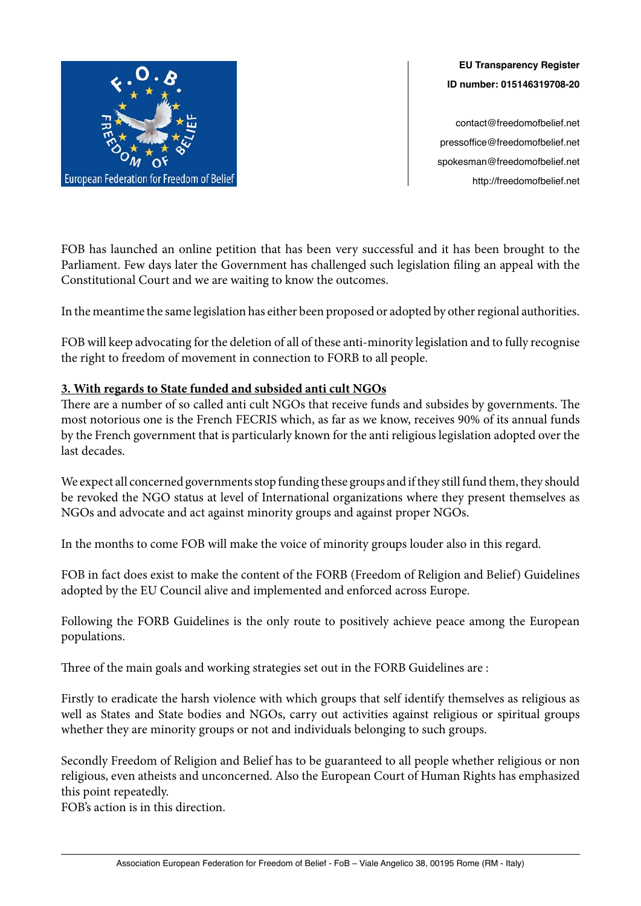FOB has launched an online petition that has been very successful and it has been brought to the Parliament. Few days later the Government has challenged such legislation filing an appeal with the Constitutional Court and we are waiting to know the outcomes.

In the meantime the same legislation has either been proposed or adopted by other regional authorities.

FOB will keep advocating for the deletion of all of these anti-minority legislation and to fully recognise the right to freedom of movement in connection to FORB to all people.

**3. With regards to State funded and subsided anti cult NGOs**

There are a number of so called anti cult NGOs that receive funds and subsides by governments. The most notorious one is the French FECRIS which, as far as we know, receives 90% of its annual funds by the French government that is particularly known for the anti religious legislation adopted over the last decades.

We expect all concerned governments stop funding these groups and if they still fund them, they should be revoked the NGO status at level of International organizations where they present themselves as NGOs and advocate and act against minority groups and against proper NGOs.

In the months to come FOB will make the voice of minority groups louder also in this regard.

FOB in fact does exist to make the content of the FORB (Freedom of Religion and Belief) Guidelines adopted by the EU Council alive and implemented and enforced across Europe.

Following the FORB Guidelines is the only route to positively achieve peace among the European populations.

Three of the main goals and working strategies set out in the FORB Guidelines are :

Firstly to eradicate the harsh violence with which groups that self identify themselves as religious as well as States and State bodies and NGOs, carry out activities against religious or spiritual groups whether they are minority groups or not and individuals belonging to such groups.

Secondly Freedom of Religion and Belief has to be guaranteed to all people whether religious or non religious, even atheists and unconcerned. Also the European Court of Human Rights has emphasized this point repeatedly.
FOB's action is in this direction.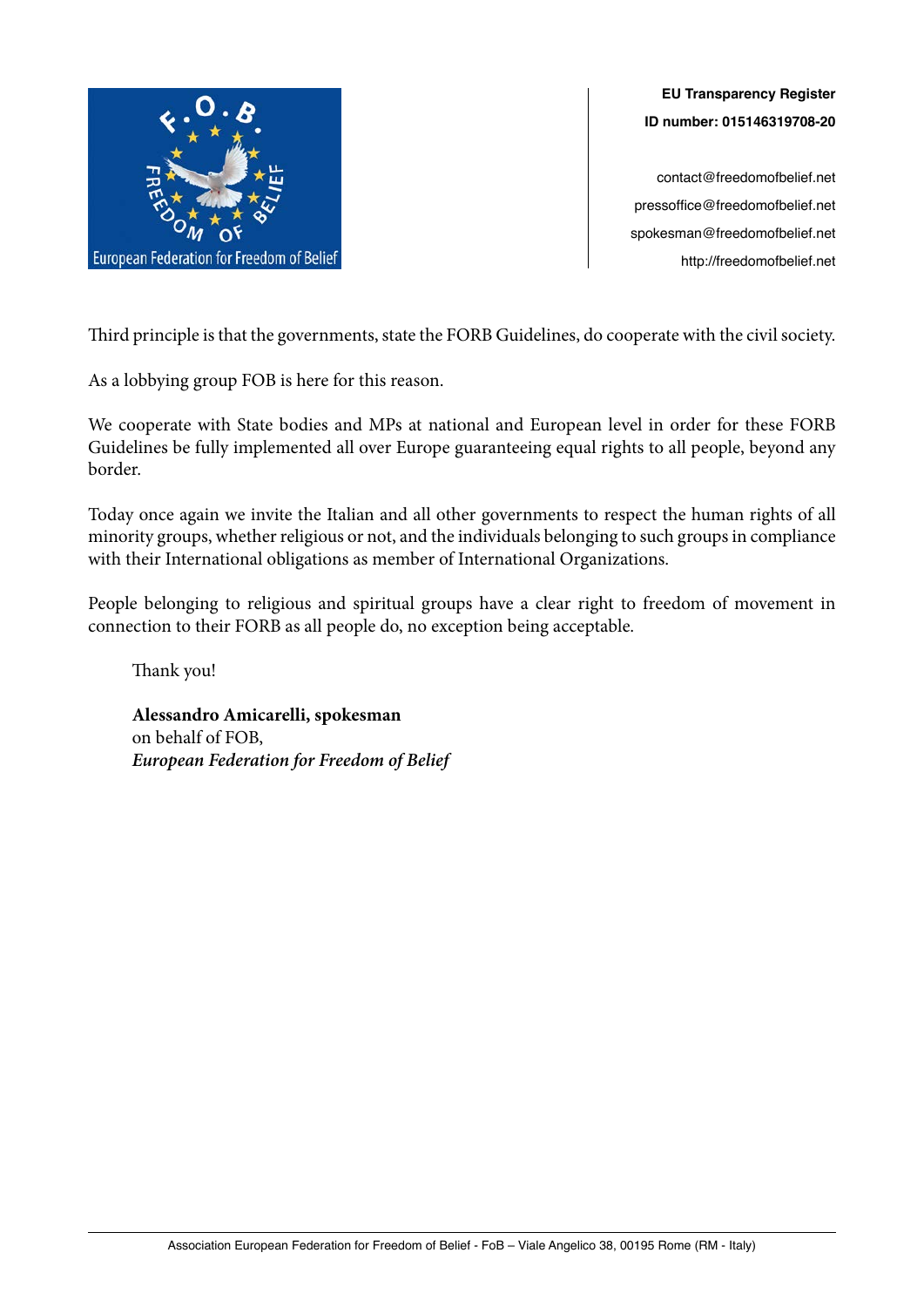Third principle is that the governments, state the FORB Guidelines, do cooperate with the civil society.

As a lobbying group FOB is here for this reason.

We cooperate with State bodies and MPs at national and European level in order for these FORB Guidelines be fully implemented all over Europe guaranteeing equal rights to all people, beyond any border.

Today once again we invite the Italian and all other governments to respect the human rights of all minority groups, whether religious or not, and the individuals belonging to such groups in compliance with their International obligations as member of International Organizations.

People belonging to religious and spiritual groups have a clear right to freedom of movement in connection to their FORB as all people do, no exception being acceptable.

Thank you!

**Alessandro Amicarelli, spokesman**
on behalf of FOB,
***European Federation for Freedom of Belief***